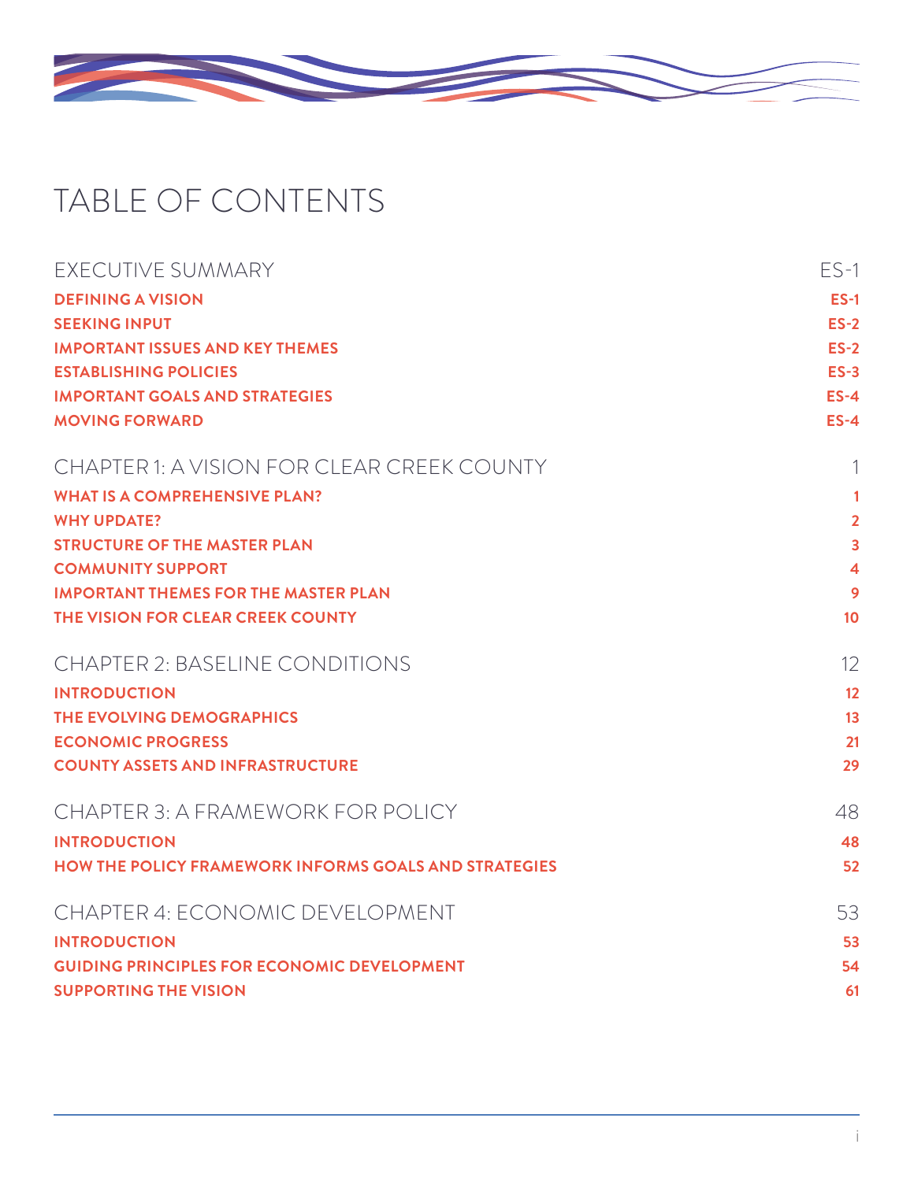# TABLE OF CONTENTS

| | |
|---|---|
| EXECUTIVE SUMMARY | ES-1 |
| **DEFINING A VISION** | **ES-1** |
| **SEEKING INPUT** | **ES-2** |
| **IMPORTANT ISSUES AND KEY THEMES** | **ES-2** |
| **ESTABLISHING POLICIES** | **ES-3** |
| **IMPORTANT GOALS AND STRATEGIES** | **ES-4** |
| **MOVING FORWARD** | **ES-4** |
| CHAPTER 1: A VISION FOR CLEAR CREEK COUNTY | 1 |
| **WHAT IS A COMPREHENSIVE PLAN?** | **1** |
| **WHY UPDATE?** | **2** |
| **STRUCTURE OF THE MASTER PLAN** | **3** |
| **COMMUNITY SUPPORT** | **4** |
| **IMPORTANT THEMES FOR THE MASTER PLAN** | **9** |
| **THE VISION FOR CLEAR CREEK COUNTY** | **10** |
| CHAPTER 2: BASELINE CONDITIONS | 12 |
| **INTRODUCTION** | **12** |
| **THE EVOLVING DEMOGRAPHICS** | **13** |
| **ECONOMIC PROGRESS** | **21** |
| **COUNTY ASSETS AND INFRASTRUCTURE** | **29** |
| CHAPTER 3: A FRAMEWORK FOR POLICY | 48 |
| **INTRODUCTION** | **48** |
| **HOW THE POLICY FRAMEWORK INFORMS GOALS AND STRATEGIES** | **52** |
| CHAPTER 4: ECONOMIC DEVELOPMENT | 53 |
| **INTRODUCTION** | **53** |
| **GUIDING PRINCIPLES FOR ECONOMIC DEVELOPMENT** | **54** |
| **SUPPORTING THE VISION** | **61** |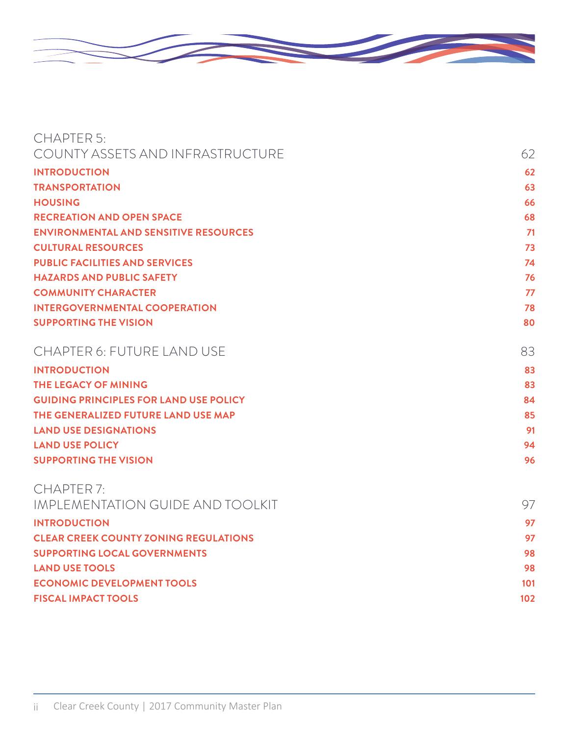## CHAPTER 5: COUNTY ASSETS AND INFRASTRUCTURE — 62

| | |
|---|---|
| **INTRODUCTION** | **62** |
| **TRANSPORTATION** | **63** |
| **HOUSING** | **66** |
| **RECREATION AND OPEN SPACE** | **68** |
| **ENVIRONMENTAL AND SENSITIVE RESOURCES** | **71** |
| **CULTURAL RESOURCES** | **73** |
| **PUBLIC FACILITIES AND SERVICES** | **74** |
| **HAZARDS AND PUBLIC SAFETY** | **76** |
| **COMMUNITY CHARACTER** | **77** |
| **INTERGOVERNMENTAL COOPERATION** | **78** |
| **SUPPORTING THE VISION** | **80** |

## CHAPTER 6: FUTURE LAND USE — 83

| | |
|---|---|
| **INTRODUCTION** | **83** |
| **THE LEGACY OF MINING** | **83** |
| **GUIDING PRINCIPLES FOR LAND USE POLICY** | **84** |
| **THE GENERALIZED FUTURE LAND USE MAP** | **85** |
| **LAND USE DESIGNATIONS** | **91** |
| **LAND USE POLICY** | **94** |
| **SUPPORTING THE VISION** | **96** |

## CHAPTER 7: IMPLEMENTATION GUIDE AND TOOLKIT — 97

| | |
|---|---|
| **INTRODUCTION** | **97** |
| **CLEAR CREEK COUNTY ZONING REGULATIONS** | **97** |
| **SUPPORTING LOCAL GOVERNMENTS** | **98** |
| **LAND USE TOOLS** | **98** |
| **ECONOMIC DEVELOPMENT TOOLS** | **101** |
| **FISCAL IMPACT TOOLS** | **102** |